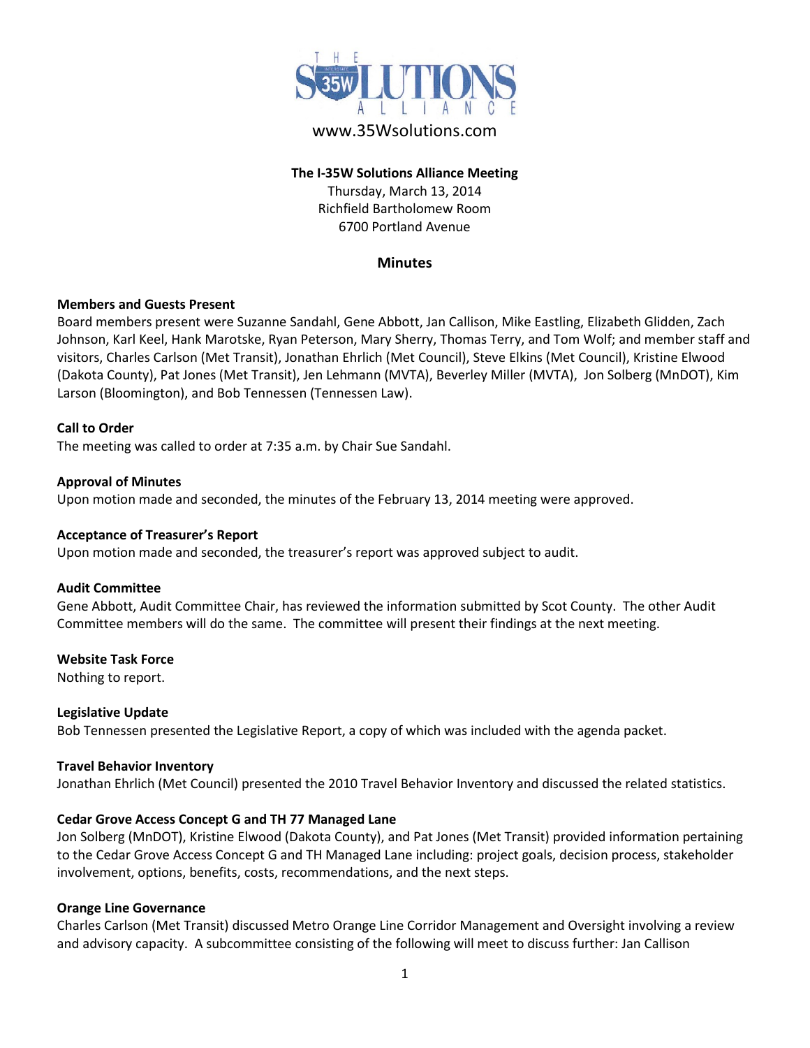www.35Wsolutions.com

**The I-35W Solutions Alliance Meeting**
Thursday, March 13, 2014
Richfield Bartholomew Room
6700 Portland Avenue

## Minutes

**Members and Guests Present**
Board members present were Suzanne Sandahl, Gene Abbott, Jan Callison, Mike Eastling, Elizabeth Glidden, Zach Johnson, Karl Keel, Hank Marotske, Ryan Peterson, Mary Sherry, Thomas Terry, and Tom Wolf; and member staff and visitors, Charles Carlson (Met Transit), Jonathan Ehrlich (Met Council), Steve Elkins (Met Council), Kristine Elwood (Dakota County), Pat Jones (Met Transit), Jen Lehmann (MVTA), Beverley Miller (MVTA), Jon Solberg (MnDOT), Kim Larson (Bloomington), and Bob Tennessen (Tennessen Law).

**Call to Order**
The meeting was called to order at 7:35 a.m. by Chair Sue Sandahl.

**Approval of Minutes**
Upon motion made and seconded, the minutes of the February 13, 2014 meeting were approved.

**Acceptance of Treasurer's Report**
Upon motion made and seconded, the treasurer's report was approved subject to audit.

**Audit Committee**
Gene Abbott, Audit Committee Chair, has reviewed the information submitted by Scot County. The other Audit Committee members will do the same. The committee will present their findings at the next meeting.

**Website Task Force**
Nothing to report.

**Legislative Update**
Bob Tennessen presented the Legislative Report, a copy of which was included with the agenda packet.

**Travel Behavior Inventory**
Jonathan Ehrlich (Met Council) presented the 2010 Travel Behavior Inventory and discussed the related statistics.

**Cedar Grove Access Concept G and TH 77 Managed Lane**
Jon Solberg (MnDOT), Kristine Elwood (Dakota County), and Pat Jones (Met Transit) provided information pertaining to the Cedar Grove Access Concept G and TH Managed Lane including: project goals, decision process, stakeholder involvement, options, benefits, costs, recommendations, and the next steps.

**Orange Line Governance**
Charles Carlson (Met Transit) discussed Metro Orange Line Corridor Management and Oversight involving a review and advisory capacity. A subcommittee consisting of the following will meet to discuss further: Jan Callison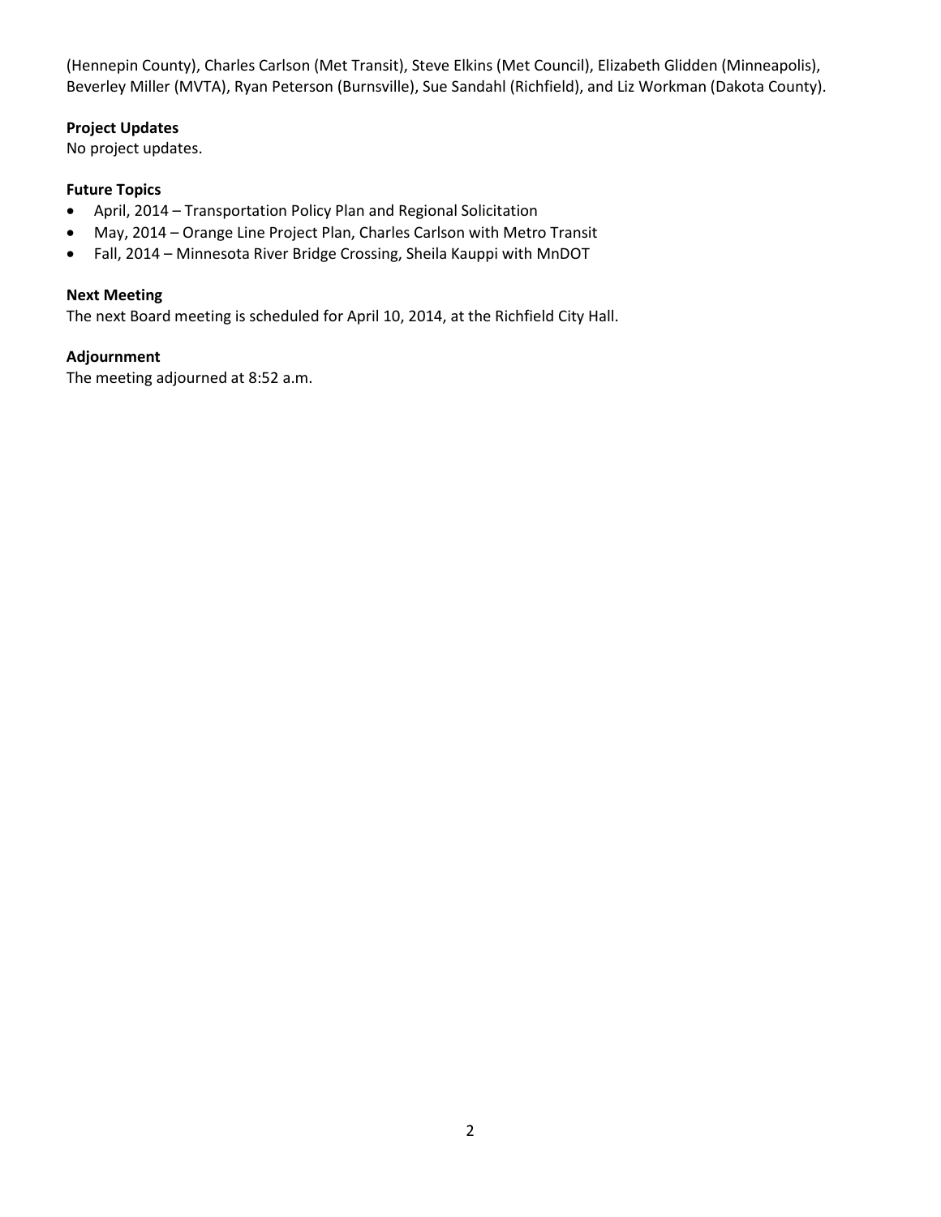(Hennepin County), Charles Carlson (Met Transit), Steve Elkins (Met Council), Elizabeth Glidden (Minneapolis), Beverley Miller (MVTA), Ryan Peterson (Burnsville), Sue Sandahl (Richfield), and Liz Workman (Dakota County).

**Project Updates**

No project updates.

**Future Topics**

- April, 2014 – Transportation Policy Plan and Regional Solicitation
- May, 2014 – Orange Line Project Plan, Charles Carlson with Metro Transit
- Fall, 2014 – Minnesota River Bridge Crossing, Sheila Kauppi with MnDOT

**Next Meeting**

The next Board meeting is scheduled for April 10, 2014, at the Richfield City Hall.

**Adjournment**

The meeting adjourned at 8:52 a.m.